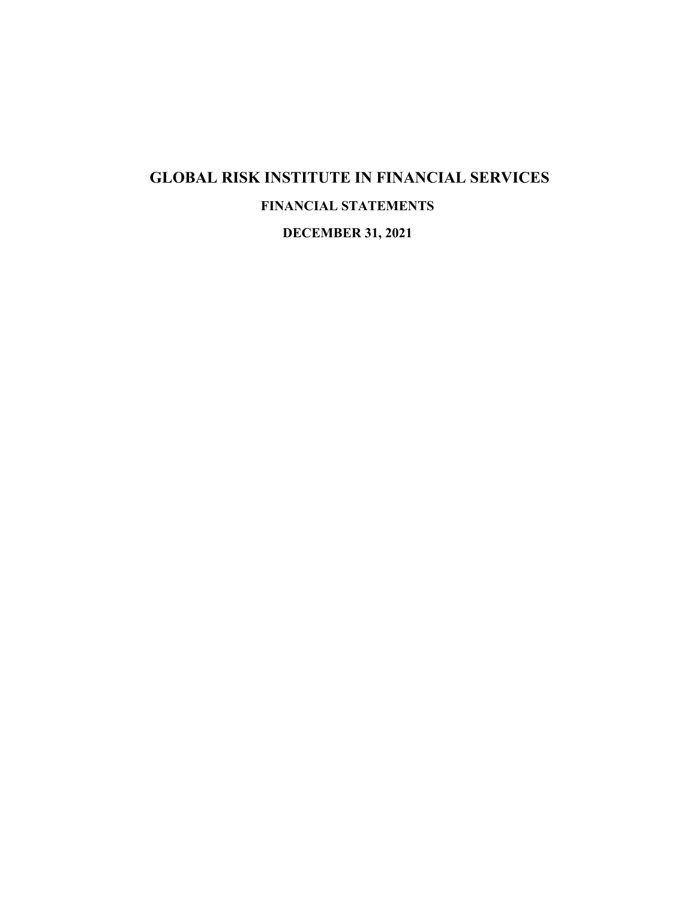# GLOBAL RISK INSTITUTE IN FINANCIAL SERVICES

## FINANCIAL STATEMENTS

## DECEMBER 31, 2021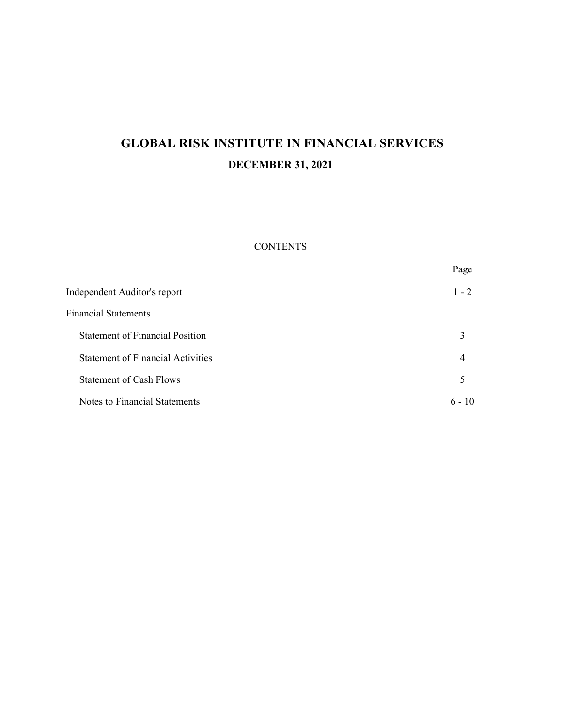# GLOBAL RISK INSTITUTE IN FINANCIAL SERVICES

## DECEMBER 31, 2021

CONTENTS

| | Page |
|---|---|
| Independent Auditor's report | 1 - 2 |
| Financial Statements | |
| Statement of Financial Position | 3 |
| Statement of Financial Activities | 4 |
| Statement of Cash Flows | 5 |
| Notes to Financial Statements | 6 - 10 |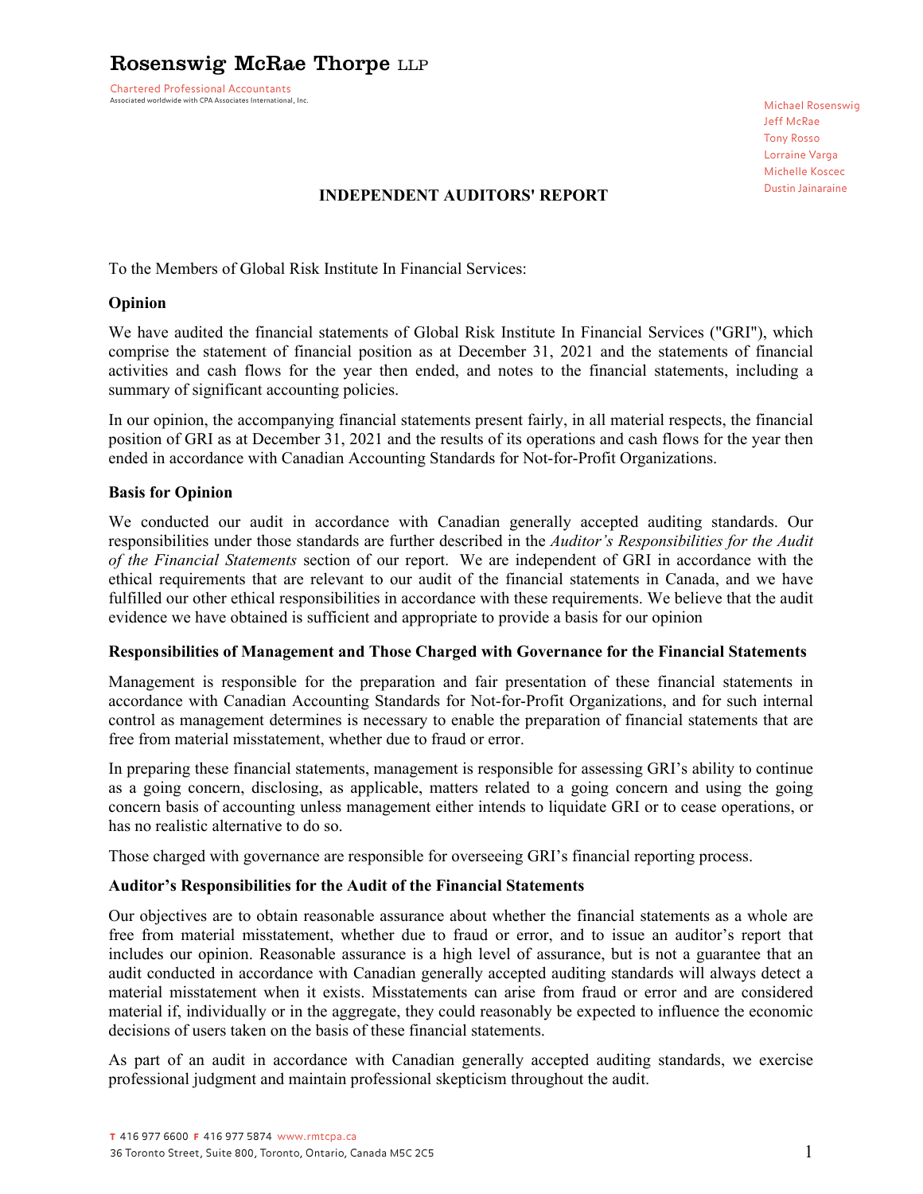**Rosenswig McRae Thorpe** LLP

Chartered Professional Accountants
Associated worldwide with CPA Associates International, Inc.

Michael Rosenswig
Jeff McRae
Tony Rosso
Lorraine Varga
Michelle Koscec
Dustin Jainaraine

## INDEPENDENT AUDITORS' REPORT

To the Members of Global Risk Institute In Financial Services:

### Opinion

We have audited the financial statements of Global Risk Institute In Financial Services ("GRI"), which comprise the statement of financial position as at December 31, 2021 and the statements of financial activities and cash flows for the year then ended, and notes to the financial statements, including a summary of significant accounting policies.

In our opinion, the accompanying financial statements present fairly, in all material respects, the financial position of GRI as at December 31, 2021 and the results of its operations and cash flows for the year then ended in accordance with Canadian Accounting Standards for Not-for-Profit Organizations.

### Basis for Opinion

We conducted our audit in accordance with Canadian generally accepted auditing standards. Our responsibilities under those standards are further described in the *Auditor's Responsibilities for the Audit of the Financial Statements* section of our report. We are independent of GRI in accordance with the ethical requirements that are relevant to our audit of the financial statements in Canada, and we have fulfilled our other ethical responsibilities in accordance with these requirements. We believe that the audit evidence we have obtained is sufficient and appropriate to provide a basis for our opinion

### Responsibilities of Management and Those Charged with Governance for the Financial Statements

Management is responsible for the preparation and fair presentation of these financial statements in accordance with Canadian Accounting Standards for Not-for-Profit Organizations, and for such internal control as management determines is necessary to enable the preparation of financial statements that are free from material misstatement, whether due to fraud or error.

In preparing these financial statements, management is responsible for assessing GRI's ability to continue as a going concern, disclosing, as applicable, matters related to a going concern and using the going concern basis of accounting unless management either intends to liquidate GRI or to cease operations, or has no realistic alternative to do so.

Those charged with governance are responsible for overseeing GRI's financial reporting process.

### Auditor's Responsibilities for the Audit of the Financial Statements

Our objectives are to obtain reasonable assurance about whether the financial statements as a whole are free from material misstatement, whether due to fraud or error, and to issue an auditor's report that includes our opinion. Reasonable assurance is a high level of assurance, but is not a guarantee that an audit conducted in accordance with Canadian generally accepted auditing standards will always detect a material misstatement when it exists. Misstatements can arise from fraud or error and are considered material if, individually or in the aggregate, they could reasonably be expected to influence the economic decisions of users taken on the basis of these financial statements.

As part of an audit in accordance with Canadian generally accepted auditing standards, we exercise professional judgment and maintain professional skepticism throughout the audit.

**T** 416 977 6600 **F** 416 977 5874 www.rmtcpa.ca
36 Toronto Street, Suite 800, Toronto, Ontario, Canada M5C 2C5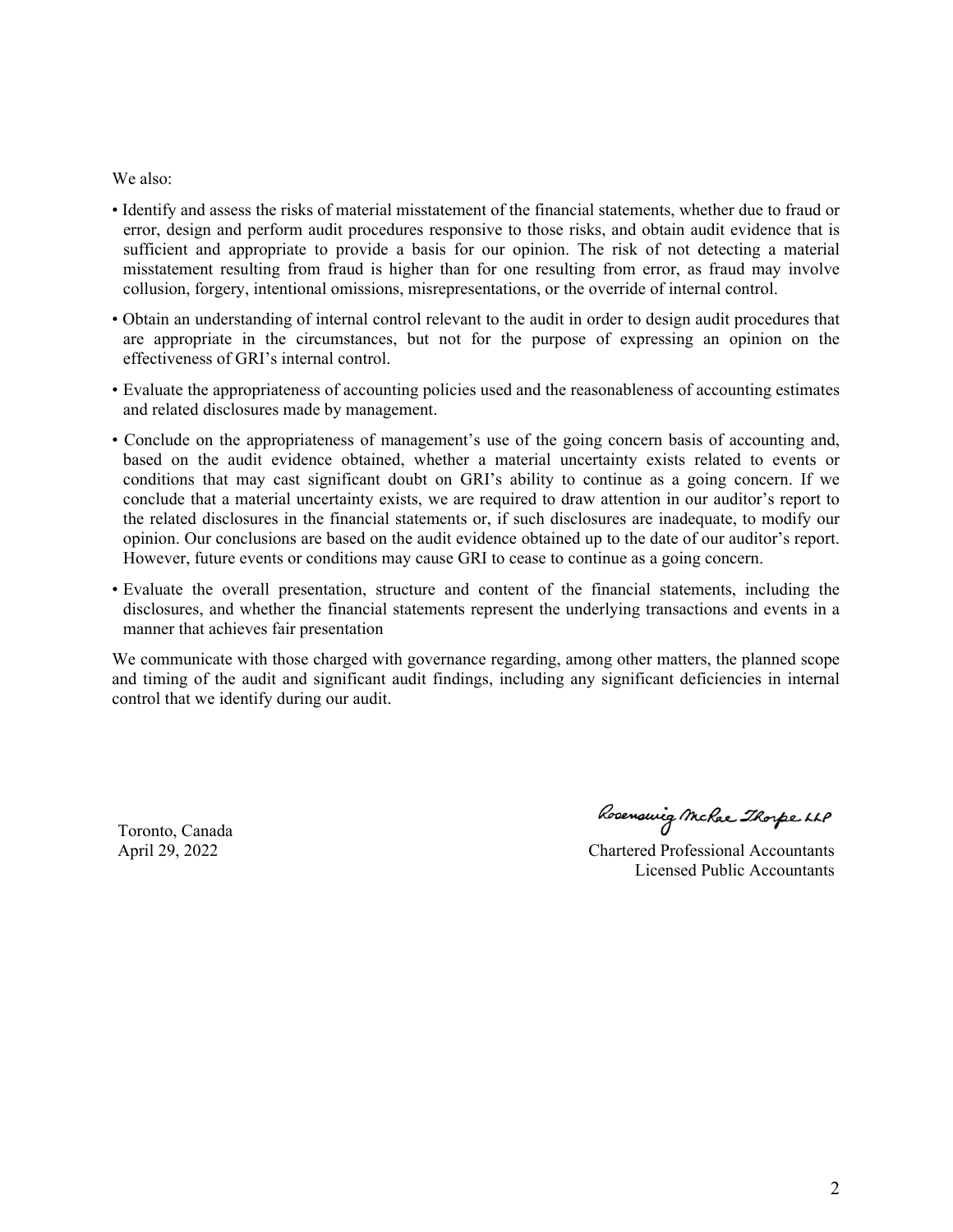We also:

- Identify and assess the risks of material misstatement of the financial statements, whether due to fraud or error, design and perform audit procedures responsive to those risks, and obtain audit evidence that is sufficient and appropriate to provide a basis for our opinion. The risk of not detecting a material misstatement resulting from fraud is higher than for one resulting from error, as fraud may involve collusion, forgery, intentional omissions, misrepresentations, or the override of internal control.
- Obtain an understanding of internal control relevant to the audit in order to design audit procedures that are appropriate in the circumstances, but not for the purpose of expressing an opinion on the effectiveness of GRI's internal control.
- Evaluate the appropriateness of accounting policies used and the reasonableness of accounting estimates and related disclosures made by management.
- Conclude on the appropriateness of management's use of the going concern basis of accounting and, based on the audit evidence obtained, whether a material uncertainty exists related to events or conditions that may cast significant doubt on GRI's ability to continue as a going concern. If we conclude that a material uncertainty exists, we are required to draw attention in our auditor's report to the related disclosures in the financial statements or, if such disclosures are inadequate, to modify our opinion. Our conclusions are based on the audit evidence obtained up to the date of our auditor's report. However, future events or conditions may cause GRI to cease to continue as a going concern.
- Evaluate the overall presentation, structure and content of the financial statements, including the disclosures, and whether the financial statements represent the underlying transactions and events in a manner that achieves fair presentation

We communicate with those charged with governance regarding, among other matters, the planned scope and timing of the audit and significant audit findings, including any significant deficiencies in internal control that we identify during our audit.

Toronto, Canada
April 29, 2022

Rosenzweig McRae Thorpe LLP
Chartered Professional Accountants
Licensed Public Accountants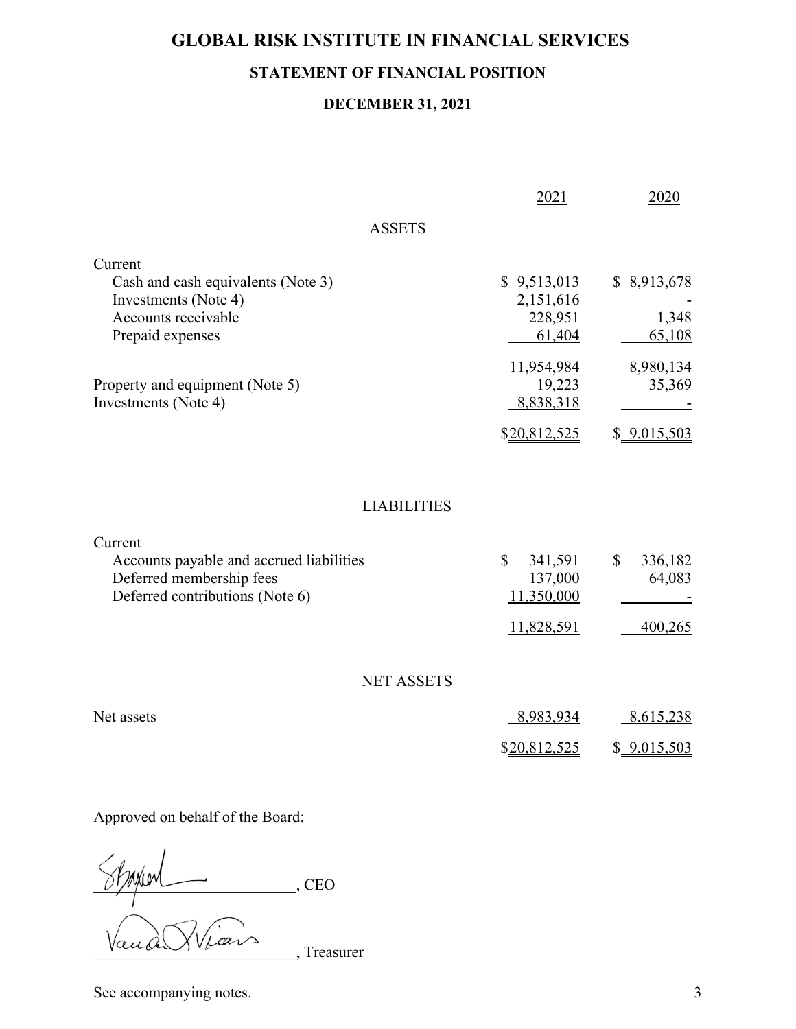# GLOBAL RISK INSTITUTE IN FINANCIAL SERVICES

## STATEMENT OF FINANCIAL POSITION

### DECEMBER 31, 2021

| | 2021 | 2020 |
|---|---|---|
| **ASSETS** | | |
| Current | | |
| Cash and cash equivalents (Note 3) | $ 9,513,013 | $ 8,913,678 |
| Investments (Note 4) | 2,151,616 | - |
| Accounts receivable | 228,951 | 1,348 |
| Prepaid expenses | 61,404 | 65,108 |
| | 11,954,984 | 8,980,134 |
| Property and equipment (Note 5) | 19,223 | 35,369 |
| Investments (Note 4) | 8,838,318 | - |
| | $20,812,525 | $ 9,015,503 |
| **LIABILITIES** | | |
| Current | | |
| Accounts payable and accrued liabilities | $ 341,591 | $ 336,182 |
| Deferred membership fees | 137,000 | 64,083 |
| Deferred contributions (Note 6) | 11,350,000 | - |
| | 11,828,591 | 400,265 |
| **NET ASSETS** | | |
| Net assets | 8,983,934 | 8,615,238 |
| | $20,812,525 | $ 9,015,503 |

Approved on behalf of the Board:

________________________, CEO

________________________, Treasurer

See accompanying notes.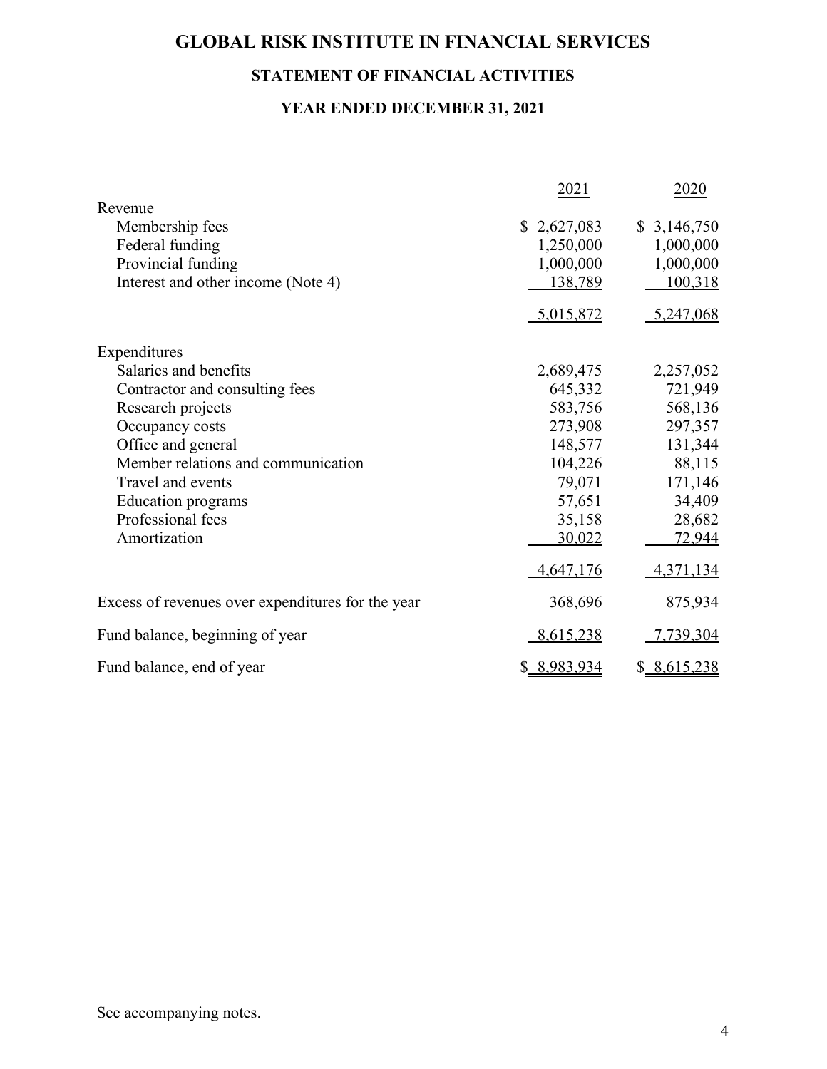# GLOBAL RISK INSTITUTE IN FINANCIAL SERVICES

## STATEMENT OF FINANCIAL ACTIVITIES

### YEAR ENDED DECEMBER 31, 2021

| | 2021 | 2020 |
|---|---|---|
| Revenue | | |
| Membership fees | $ 2,627,083 | $ 3,146,750 |
| Federal funding | 1,250,000 | 1,000,000 |
| Provincial funding | 1,000,000 | 1,000,000 |
| Interest and other income (Note 4) | 138,789 | 100,318 |
| | 5,015,872 | 5,247,068 |
| Expenditures | | |
| Salaries and benefits | 2,689,475 | 2,257,052 |
| Contractor and consulting fees | 645,332 | 721,949 |
| Research projects | 583,756 | 568,136 |
| Occupancy costs | 273,908 | 297,357 |
| Office and general | 148,577 | 131,344 |
| Member relations and communication | 104,226 | 88,115 |
| Travel and events | 79,071 | 171,146 |
| Education programs | 57,651 | 34,409 |
| Professional fees | 35,158 | 28,682 |
| Amortization | 30,022 | 72,944 |
| | 4,647,176 | 4,371,134 |
| Excess of revenues over expenditures for the year | 368,696 | 875,934 |
| Fund balance, beginning of year | 8,615,238 | 7,739,304 |
| Fund balance, end of year | $ 8,983,934 | $ 8,615,238 |

See accompanying notes.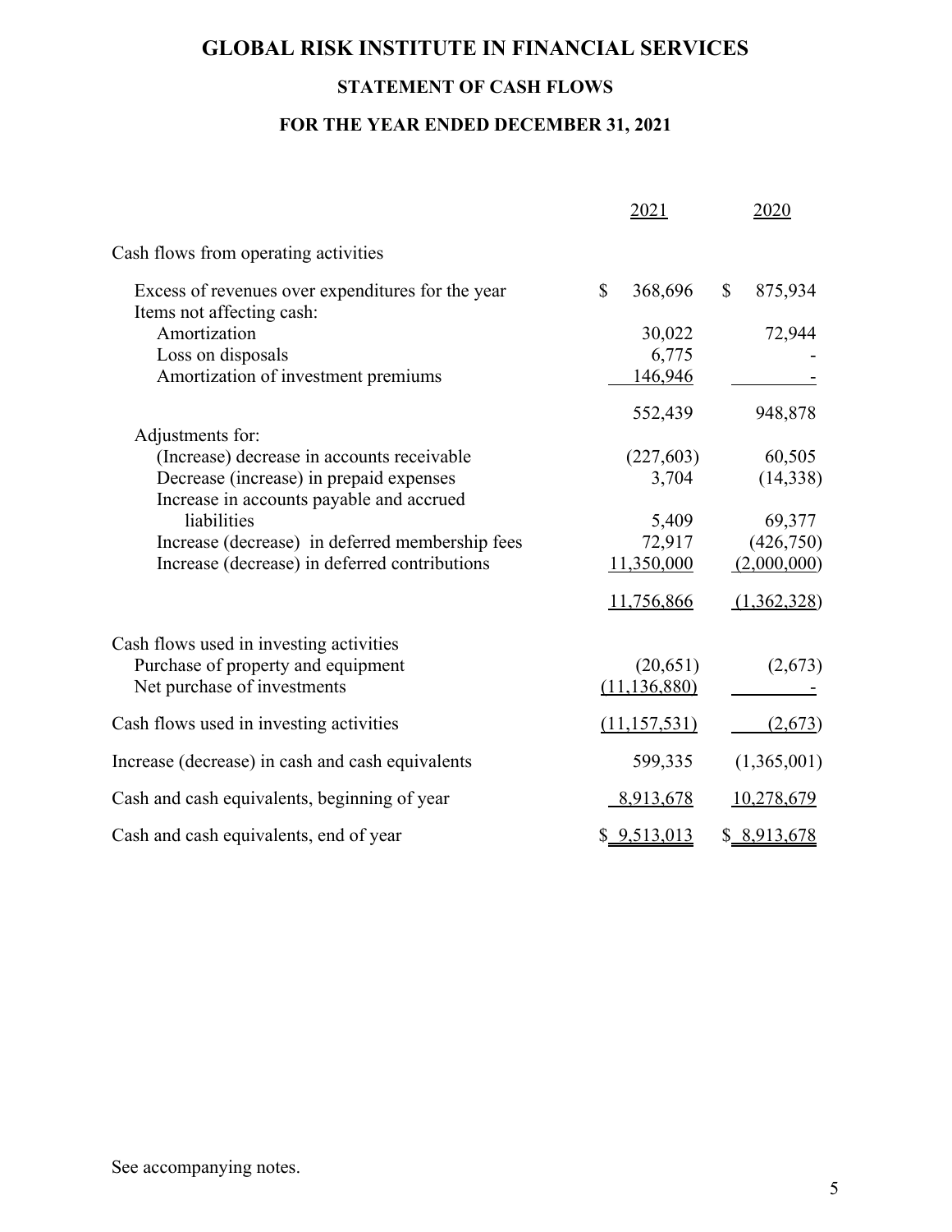# GLOBAL RISK INSTITUTE IN FINANCIAL SERVICES

## STATEMENT OF CASH FLOWS

### FOR THE YEAR ENDED DECEMBER 31, 2021

| | 2021 | 2020 |
|---|---|---|
| Cash flows from operating activities | | |
| Excess of revenues over expenditures for the year | $ 368,696 | $ 875,934 |
| Items not affecting cash: | | |
| Amortization | 30,022 | 72,944 |
| Loss on disposals | 6,775 | - |
| Amortization of investment premiums | 146,946 | - |
| | 552,439 | 948,878 |
| Adjustments for: | | |
| (Increase) decrease in accounts receivable | (227,603) | 60,505 |
| Decrease (increase) in prepaid expenses | 3,704 | (14,338) |
| Increase in accounts payable and accrued liabilities | 5,409 | 69,377 |
| Increase (decrease) in deferred membership fees | 72,917 | (426,750) |
| Increase (decrease) in deferred contributions | 11,350,000 | (2,000,000) |
| | 11,756,866 | (1,362,328) |
| Cash flows used in investing activities | | |
| Purchase of property and equipment | (20,651) | (2,673) |
| Net purchase of investments | (11,136,880) | - |
| Cash flows used in investing activities | (11,157,531) | (2,673) |
| Increase (decrease) in cash and cash equivalents | 599,335 | (1,365,001) |
| Cash and cash equivalents, beginning of year | 8,913,678 | 10,278,679 |
| Cash and cash equivalents, end of year | $ 9,513,013 | $ 8,913,678 |

See accompanying notes.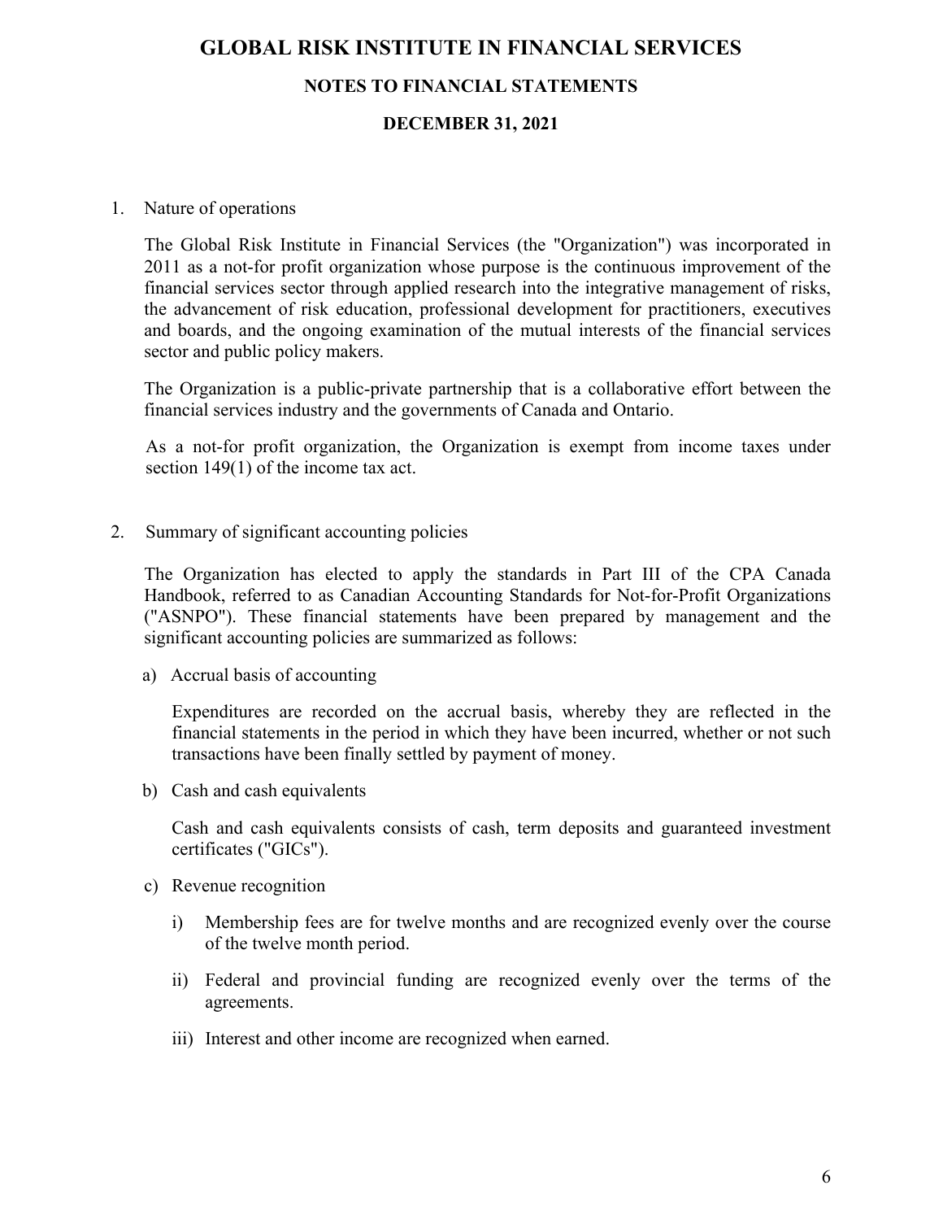# GLOBAL RISK INSTITUTE IN FINANCIAL SERVICES

## NOTES TO FINANCIAL STATEMENTS

## DECEMBER 31, 2021

1. Nature of operations

   The Global Risk Institute in Financial Services (the "Organization") was incorporated in 2011 as a not-for profit organization whose purpose is the continuous improvement of the financial services sector through applied research into the integrative management of risks, the advancement of risk education, professional development for practitioners, executives and boards, and the ongoing examination of the mutual interests of the financial services sector and public policy makers.

   The Organization is a public-private partnership that is a collaborative effort between the financial services industry and the governments of Canada and Ontario.

   As a not-for profit organization, the Organization is exempt from income taxes under section 149(1) of the income tax act.

2. Summary of significant accounting policies

   The Organization has elected to apply the standards in Part III of the CPA Canada Handbook, referred to as Canadian Accounting Standards for Not-for-Profit Organizations ("ASNPO"). These financial statements have been prepared by management and the significant accounting policies are summarized as follows:

   a) Accrual basis of accounting

      Expenditures are recorded on the accrual basis, whereby they are reflected in the financial statements in the period in which they have been incurred, whether or not such transactions have been finally settled by payment of money.

   b) Cash and cash equivalents

      Cash and cash equivalents consists of cash, term deposits and guaranteed investment certificates ("GICs").

   c) Revenue recognition

      i) Membership fees are for twelve months and are recognized evenly over the course of the twelve month period.

      ii) Federal and provincial funding are recognized evenly over the terms of the agreements.

      iii) Interest and other income are recognized when earned.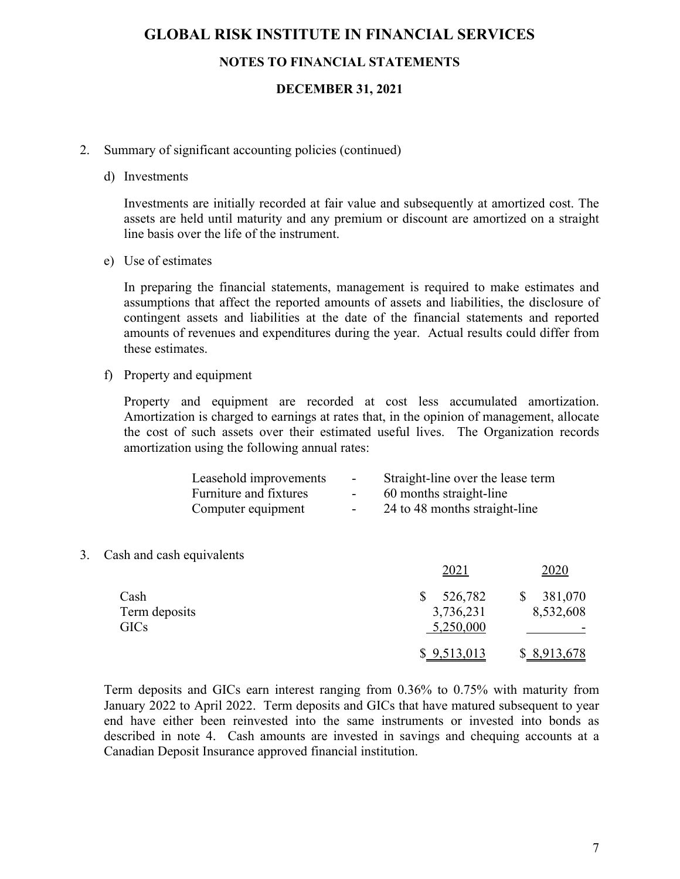# GLOBAL RISK INSTITUTE IN FINANCIAL SERVICES

## NOTES TO FINANCIAL STATEMENTS

### DECEMBER 31, 2021

2. Summary of significant accounting policies (continued)

   d) Investments

   Investments are initially recorded at fair value and subsequently at amortized cost. The assets are held until maturity and any premium or discount are amortized on a straight line basis over the life of the instrument.

   e) Use of estimates

   In preparing the financial statements, management is required to make estimates and assumptions that affect the reported amounts of assets and liabilities, the disclosure of contingent assets and liabilities at the date of the financial statements and reported amounts of revenues and expenditures during the year. Actual results could differ from these estimates.

   f) Property and equipment

   Property and equipment are recorded at cost less accumulated amortization. Amortization is charged to earnings at rates that, in the opinion of management, allocate the cost of such assets over their estimated useful lives. The Organization records amortization using the following annual rates:

| | | |
|---|---|---|
| Leasehold improvements | - | Straight-line over the lease term |
| Furniture and fixtures | - | 60 months straight-line |
| Computer equipment | - | 24 to 48 months straight-line |

3. Cash and cash equivalents

| | 2021 | 2020 |
|---|---|---|
| Cash | $ 526,782 | $ 381,070 |
| Term deposits | 3,736,231 | 8,532,608 |
| GICs | 5,250,000 | - |
| | $ 9,513,013 | $ 8,913,678 |

Term deposits and GICs earn interest ranging from 0.36% to 0.75% with maturity from January 2022 to April 2022. Term deposits and GICs that have matured subsequent to year end have either been reinvested into the same instruments or invested into bonds as described in note 4. Cash amounts are invested in savings and chequing accounts at a Canadian Deposit Insurance approved financial institution.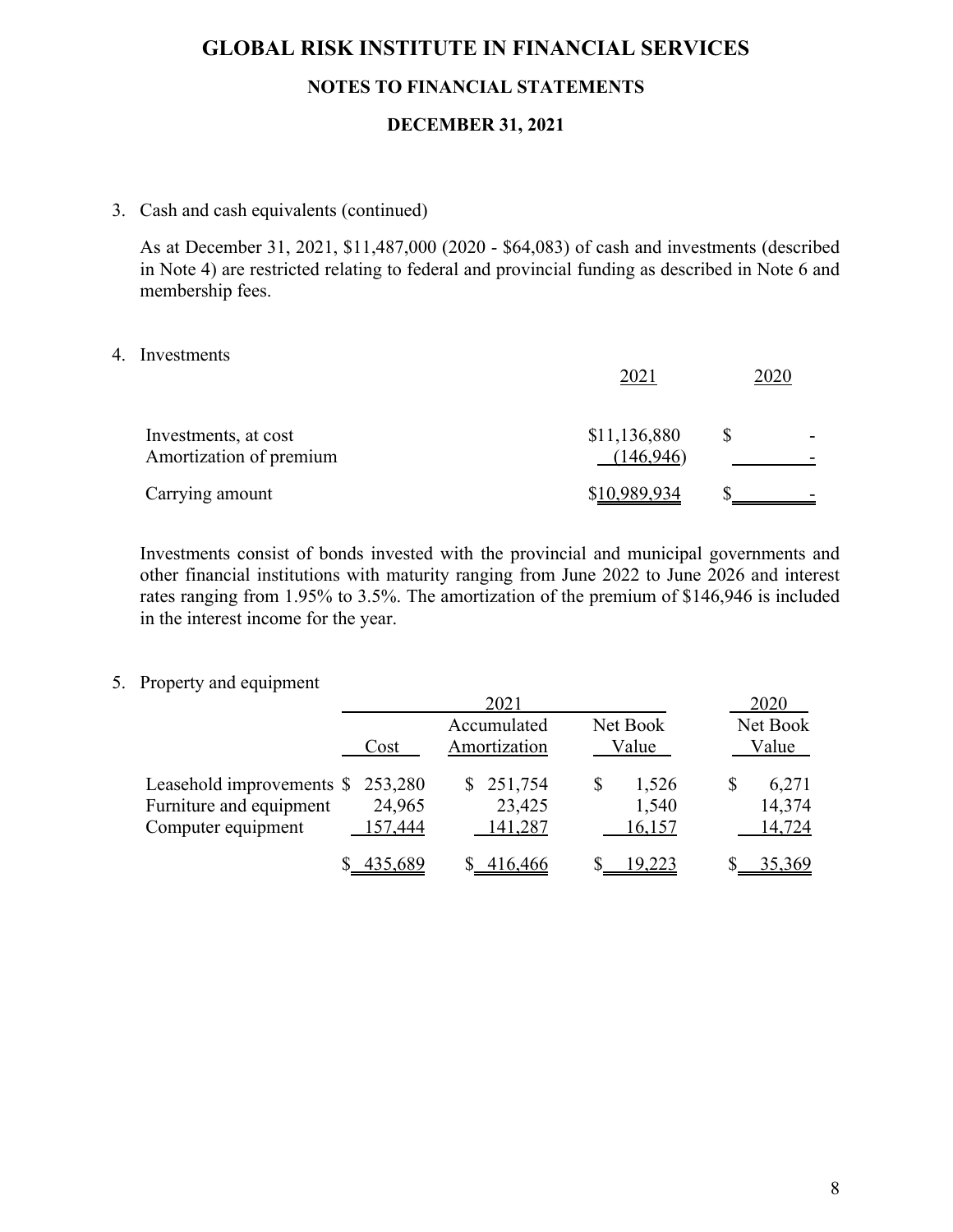# GLOBAL RISK INSTITUTE IN FINANCIAL SERVICES

## NOTES TO FINANCIAL STATEMENTS

### DECEMBER 31, 2021

3. Cash and cash equivalents (continued)

   As at December 31, 2021, $11,487,000 (2020 - $64,083) of cash and investments (described in Note 4) are restricted relating to federal and provincial funding as described in Note 6 and membership fees.

4. Investments

| | 2021 | 2020 |
|---|---|---|
| Investments, at cost | $11,136,880 | $ - |
| Amortization of premium | (146,946) | - |
| Carrying amount | $10,989,934 | $ - |

   Investments consist of bonds invested with the provincial and municipal governments and other financial institutions with maturity ranging from June 2022 to June 2026 and interest rates ranging from 1.95% to 3.5%. The amortization of the premium of $146,946 is included in the interest income for the year.

5. Property and equipment

| | 2021 | | | 2020 |
|---|---|---|---|---|
| | Cost | Accumulated Amortization | Net Book Value | Net Book Value |
| Leasehold improvements | $ 253,280 | $ 251,754 | $ 1,526 | $ 6,271 |
| Furniture and equipment | 24,965 | 23,425 | 1,540 | 14,374 |
| Computer equipment | 157,444 | 141,287 | 16,157 | 14,724 |
| | $ 435,689 | $ 416,466 | $ 19,223 | $ 35,369 |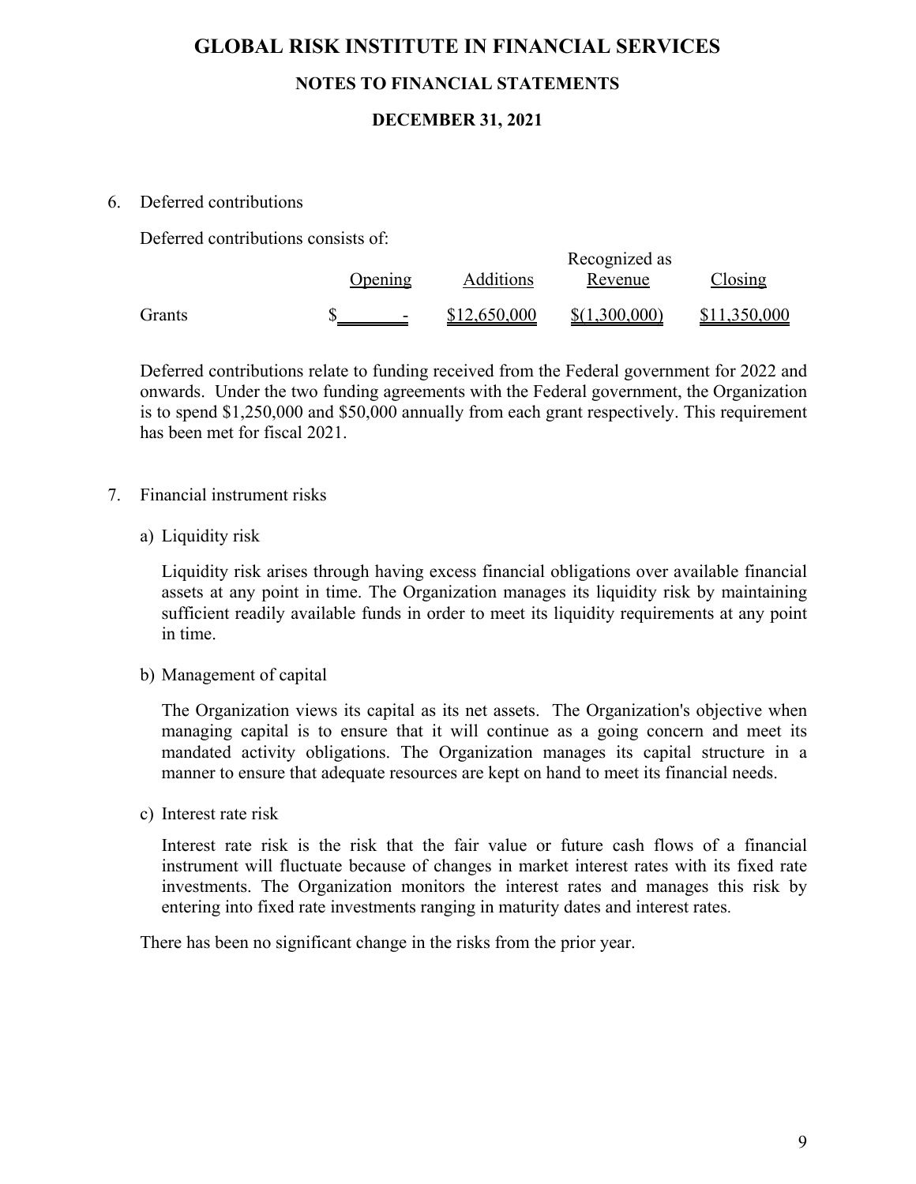# GLOBAL RISK INSTITUTE IN FINANCIAL SERVICES

## NOTES TO FINANCIAL STATEMENTS

## DECEMBER 31, 2021

6. Deferred contributions

Deferred contributions consists of:

| | Opening | Additions | Recognized as Revenue | Closing |
|---|---|---|---|---|
| Grants | $ - | $12,650,000 | $(1,300,000) | $11,350,000 |

Deferred contributions relate to funding received from the Federal government for 2022 and onwards. Under the two funding agreements with the Federal government, the Organization is to spend $1,250,000 and $50,000 annually from each grant respectively. This requirement has been met for fiscal 2021.

7. Financial instrument risks

a) Liquidity risk

Liquidity risk arises through having excess financial obligations over available financial assets at any point in time. The Organization manages its liquidity risk by maintaining sufficient readily available funds in order to meet its liquidity requirements at any point in time.

b) Management of capital

The Organization views its capital as its net assets. The Organization's objective when managing capital is to ensure that it will continue as a going concern and meet its mandated activity obligations. The Organization manages its capital structure in a manner to ensure that adequate resources are kept on hand to meet its financial needs.

c) Interest rate risk

Interest rate risk is the risk that the fair value or future cash flows of a financial instrument will fluctuate because of changes in market interest rates with its fixed rate investments. The Organization monitors the interest rates and manages this risk by entering into fixed rate investments ranging in maturity dates and interest rates.

There has been no significant change in the risks from the prior year.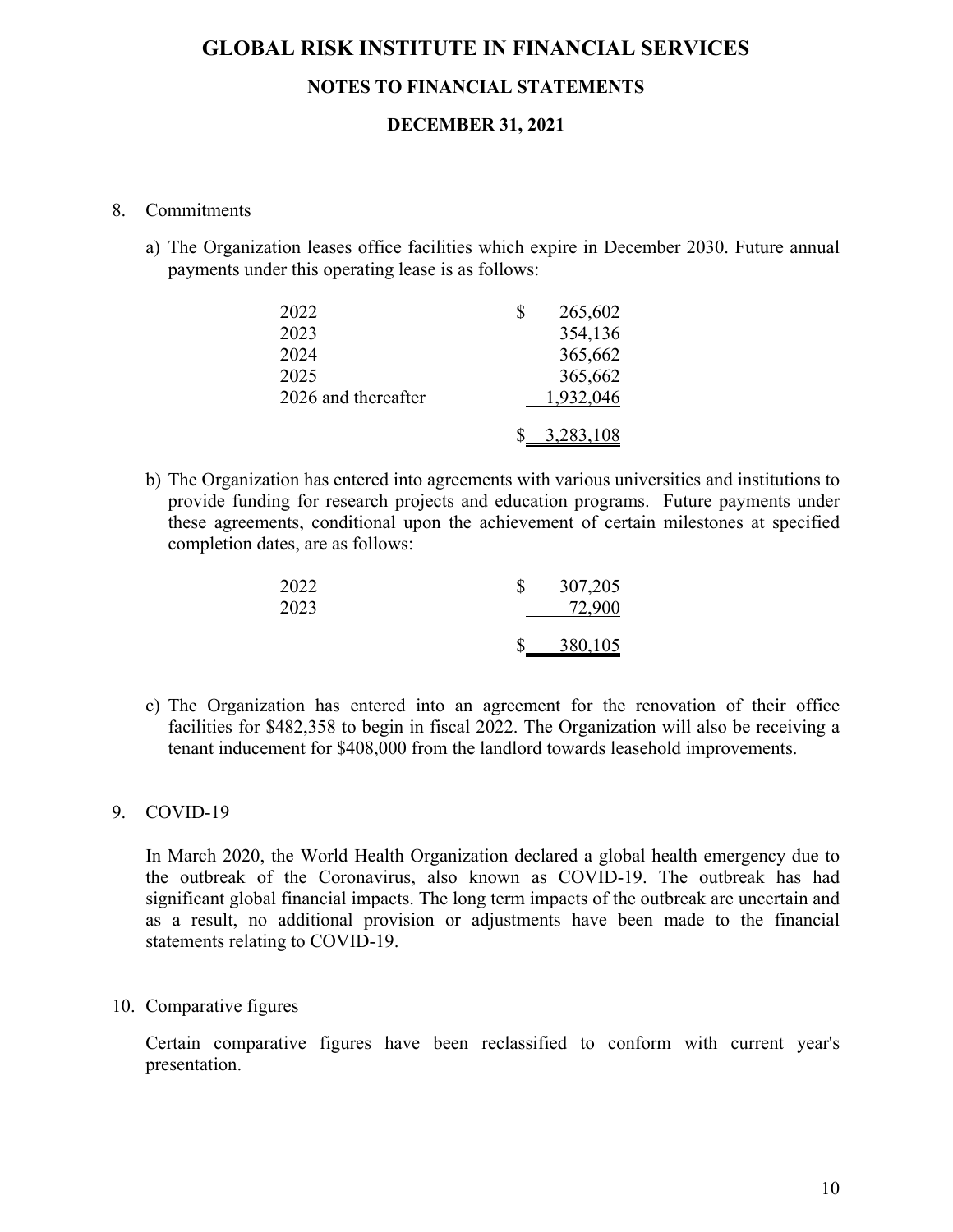# GLOBAL RISK INSTITUTE IN FINANCIAL SERVICES

## NOTES TO FINANCIAL STATEMENTS

## DECEMBER 31, 2021

8. Commitments

a) The Organization leases office facilities which expire in December 2030. Future annual payments under this operating lease is as follows:

| | |
|---|---|
| 2022 | $ 265,602 |
| 2023 | 354,136 |
| 2024 | 365,662 |
| 2025 | 365,662 |
| 2026 and thereafter | 1,932,046 |
| | $ 3,283,108 |

b) The Organization has entered into agreements with various universities and institutions to provide funding for research projects and education programs. Future payments under these agreements, conditional upon the achievement of certain milestones at specified completion dates, are as follows:

| | |
|---|---|
| 2022 | $ 307,205 |
| 2023 | 72,900 |
| | $ 380,105 |

c) The Organization has entered into an agreement for the renovation of their office facilities for $482,358 to begin in fiscal 2022. The Organization will also be receiving a tenant inducement for $408,000 from the landlord towards leasehold improvements.

9. COVID-19

In March 2020, the World Health Organization declared a global health emergency due to the outbreak of the Coronavirus, also known as COVID-19. The outbreak has had significant global financial impacts. The long term impacts of the outbreak are uncertain and as a result, no additional provision or adjustments have been made to the financial statements relating to COVID-19.

10. Comparative figures

Certain comparative figures have been reclassified to conform with current year's presentation.